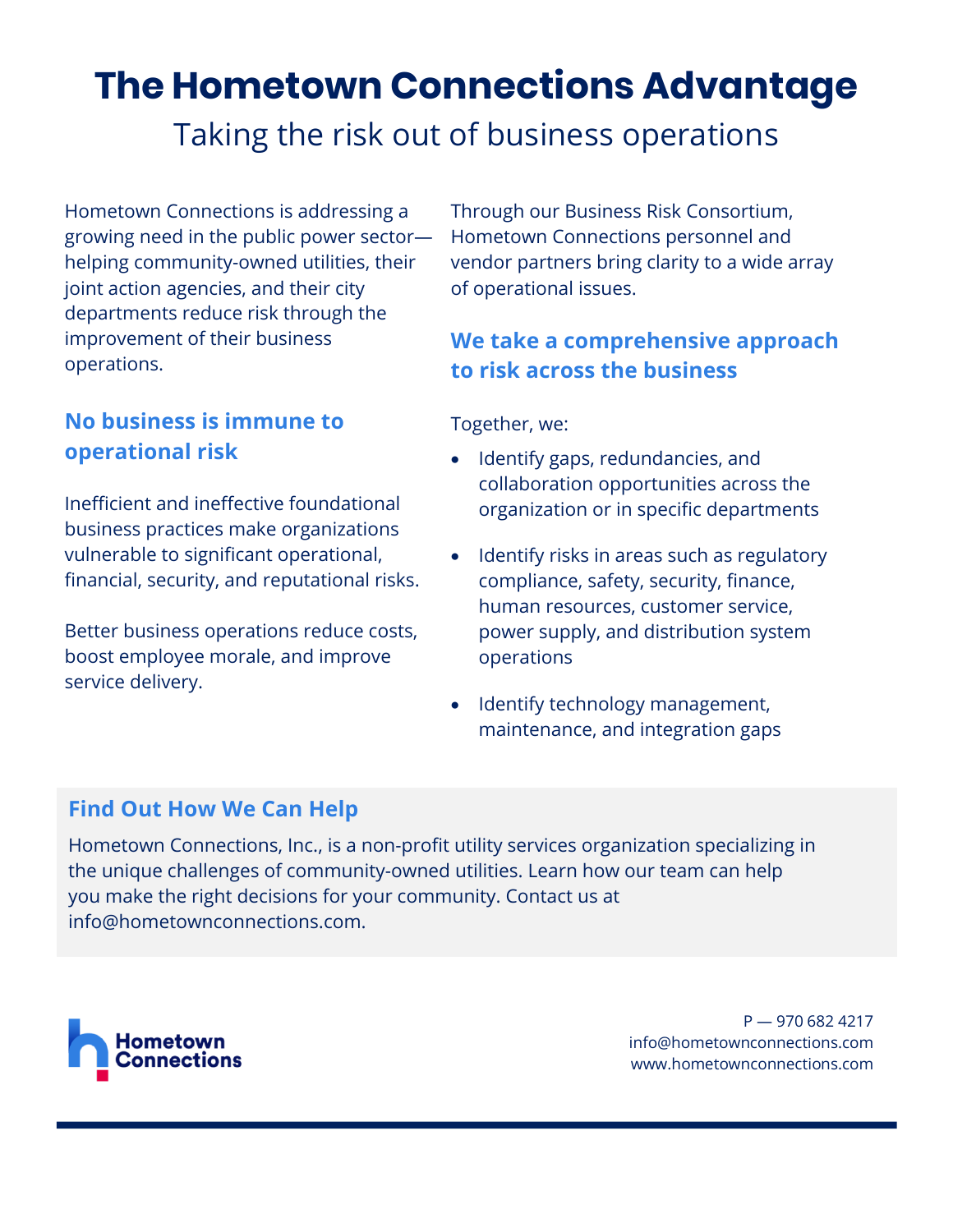# The Hometown Connections Advantage

## Taking the risk out of business operations

Hometown Connections is addressing a growing need in the public power sector—helping community-owned utilities, their joint action agencies, and their city departments reduce risk through the improvement of their business operations.

### No business is immune to operational risk

Inefficient and ineffective foundational business practices make organizations vulnerable to significant operational, financial, security, and reputational risks.

Better business operations reduce costs, boost employee morale, and improve service delivery.

Through our Business Risk Consortium, Hometown Connections personnel and vendor partners bring clarity to a wide array of operational issues.

### We take a comprehensive approach to risk across the business

Together, we:

- Identify gaps, redundancies, and collaboration opportunities across the organization or in specific departments
- Identify risks in areas such as regulatory compliance, safety, security, finance, human resources, customer service, power supply, and distribution system operations
- Identify technology management, maintenance, and integration gaps

### Find Out How We Can Help

Hometown Connections, Inc., is a non-profit utility services organization specializing in the unique challenges of community-owned utilities. Learn how our team can help you make the right decisions for your community. Contact us at info@hometownconnections.com.

Hometown Connections

P — 970 682 4217
info@hometownconnections.com
www.hometownconnections.com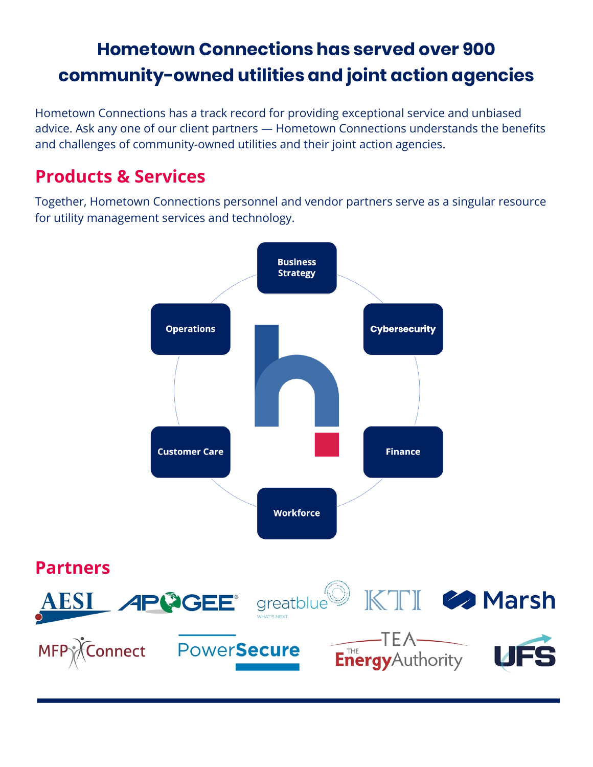# Hometown Connections has served over 900 community-owned utilities and joint action agencies

Hometown Connections has a track record for providing exceptional service and unbiased advice. Ask any one of our client partners — Hometown Connections understands the benefits and challenges of community-owned utilities and their joint action agencies.

## Products & Services

Together, Hometown Connections personnel and vendor partners serve as a singular resource for utility management services and technology.

Business Strategy

Cybersecurity

Finance

Workforce

Customer Care

Operations

## Partners

AESI

APOGEE

greatblue WHAT'S NEXT.

KTI

Marsh

MFP Connect

PowerSecure

TEA The Energy Authority

UFS